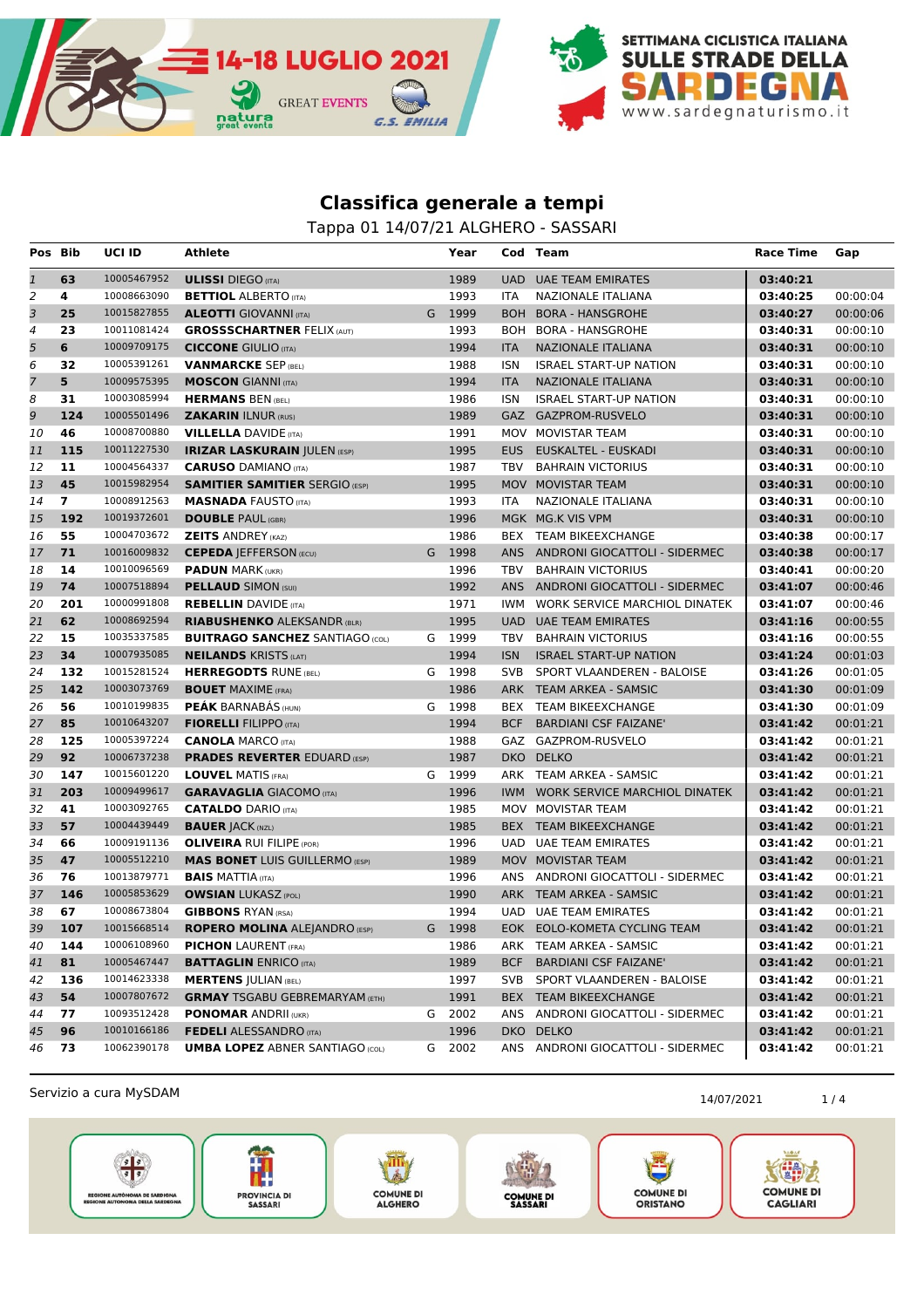# Classifica generale a tempi

Tappa 01 14/07/21 ALGHERO - SASSARI

| Pos | Bib | UCI ID | Athlete | | Year | Cod | Team | Race Time | Gap |
|---|---|---|---|---|---|---|---|---|---|
| 1 | 63 | 10005467952 | **ULISSI** DIEGO (ITA) | | 1989 | UAD | UAE TEAM EMIRATES | 03:40:21 | |
| 2 | 4 | 10008663090 | **BETTIOL** ALBERTO (ITA) | | 1993 | ITA | NAZIONALE ITALIANA | 03:40:25 | 00:00:04 |
| 3 | 25 | 10015827855 | **ALEOTTI** GIOVANNI (ITA) | G | 1999 | BOH | BORA - HANSGROHE | 03:40:27 | 00:00:06 |
| 4 | 23 | 10011081424 | **GROSSSCHARTNER** FELIX (AUT) | | 1993 | BOH | BORA - HANSGROHE | 03:40:31 | 00:00:10 |
| 5 | 6 | 10009709175 | **CICCONE** GIULIO (ITA) | | 1994 | ITA | NAZIONALE ITALIANA | 03:40:31 | 00:00:10 |
| 6 | 32 | 10005391261 | **VANMARCKE** SEP (BEL) | | 1988 | ISN | ISRAEL START-UP NATION | 03:40:31 | 00:00:10 |
| 7 | 5 | 10009575395 | **MOSCON** GIANNI (ITA) | | 1994 | ITA | NAZIONALE ITALIANA | 03:40:31 | 00:00:10 |
| 8 | 31 | 10003085994 | **HERMANS** BEN (BEL) | | 1986 | ISN | ISRAEL START-UP NATION | 03:40:31 | 00:00:10 |
| 9 | 124 | 10005501496 | **ZAKARIN** ILNUR (RUS) | | 1989 | GAZ | GAZPROM-RUSVELO | 03:40:31 | 00:00:10 |
| 10 | 46 | 10008700880 | **VILLELLA** DAVIDE (ITA) | | 1991 | MOV | MOVISTAR TEAM | 03:40:31 | 00:00:10 |
| 11 | 115 | 10011227530 | **IRIZAR LASKURAIN** JULEN (ESP) | | 1995 | EUS | EUSKALTEL - EUSKADI | 03:40:31 | 00:00:10 |
| 12 | 11 | 10004564337 | **CARUSO** DAMIANO (ITA) | | 1987 | TBV | BAHRAIN VICTORIUS | 03:40:31 | 00:00:10 |
| 13 | 45 | 10015982954 | **SAMITIER SAMITIER** SERGIO (ESP) | | 1995 | MOV | MOVISTAR TEAM | 03:40:31 | 00:00:10 |
| 14 | 7 | 10008912563 | **MASNADA** FAUSTO (ITA) | | 1993 | ITA | NAZIONALE ITALIANA | 03:40:31 | 00:00:10 |
| 15 | 192 | 10019372601 | **DOUBLE** PAUL (GBR) | | 1996 | MGK | MG.K VIS VPM | 03:40:31 | 00:00:10 |
| 16 | 55 | 10004703672 | **ZEITS** ANDREY (KAZ) | | 1986 | BEX | TEAM BIKEEXCHANGE | 03:40:38 | 00:00:17 |
| 17 | 71 | 10016009832 | **CEPEDA** JEFFERSON (ECU) | G | 1998 | ANS | ANDRONI GIOCATTOLI - SIDERMEC | 03:40:38 | 00:00:17 |
| 18 | 14 | 10010096569 | **PADUN** MARK (UKR) | | 1996 | TBV | BAHRAIN VICTORIUS | 03:40:41 | 00:00:20 |
| 19 | 74 | 10007518894 | **PELLAUD** SIMON (SUI) | | 1992 | ANS | ANDRONI GIOCATTOLI - SIDERMEC | 03:41:07 | 00:00:46 |
| 20 | 201 | 10000991808 | **REBELLIN** DAVIDE (ITA) | | 1971 | IWM | WORK SERVICE MARCHIOL DINATEK | 03:41:07 | 00:00:46 |
| 21 | 62 | 10008692594 | **RIABUSHENKO** ALEKSANDR (BLR) | | 1995 | UAD | UAE TEAM EMIRATES | 03:41:16 | 00:00:55 |
| 22 | 15 | 10035337585 | **BUITRAGO SANCHEZ** SANTIAGO (COL) | G | 1999 | TBV | BAHRAIN VICTORIUS | 03:41:16 | 00:00:55 |
| 23 | 34 | 10007935085 | **NEILANDS** KRISTS (LAT) | | 1994 | ISN | ISRAEL START-UP NATION | 03:41:24 | 00:01:03 |
| 24 | 132 | 10015281524 | **HERREGODTS** RUNE (BEL) | G | 1998 | SVB | SPORT VLAANDEREN - BALOISE | 03:41:26 | 00:01:05 |
| 25 | 142 | 10003073769 | **BOUET** MAXIME (FRA) | | 1986 | ARK | TEAM ARKEA - SAMSIC | 03:41:30 | 00:01:09 |
| 26 | 56 | 10010199835 | **PEÁK** BARNABÁS (HUN) | G | 1998 | BEX | TEAM BIKEEXCHANGE | 03:41:30 | 00:01:09 |
| 27 | 85 | 10010643207 | **FIORELLI** FILIPPO (ITA) | | 1994 | BCF | BARDIANI CSF FAIZANE' | 03:41:42 | 00:01:21 |
| 28 | 125 | 10005397224 | **CANOLA** MARCO (ITA) | | 1988 | GAZ | GAZPROM-RUSVELO | 03:41:42 | 00:01:21 |
| 29 | 92 | 10006737238 | **PRADES REVERTER** EDUARD (ESP) | | 1987 | DKO | DELKO | 03:41:42 | 00:01:21 |
| 30 | 147 | 10015601220 | **LOUVEL** MATIS (FRA) | G | 1999 | ARK | TEAM ARKEA - SAMSIC | 03:41:42 | 00:01:21 |
| 31 | 203 | 10009499617 | **GARAVAGLIA** GIACOMO (ITA) | | 1996 | IWM | WORK SERVICE MARCHIOL DINATEK | 03:41:42 | 00:01:21 |
| 32 | 41 | 10003092765 | **CATALDO** DARIO (ITA) | | 1985 | MOV | MOVISTAR TEAM | 03:41:42 | 00:01:21 |
| 33 | 57 | 10004439449 | **BAUER** JACK (NZL) | | 1985 | BEX | TEAM BIKEEXCHANGE | 03:41:42 | 00:01:21 |
| 34 | 66 | 10009191136 | **OLIVEIRA** RUI FILIPE (POR) | | 1996 | UAD | UAE TEAM EMIRATES | 03:41:42 | 00:01:21 |
| 35 | 47 | 10005512210 | **MAS BONET** LUIS GUILLERMO (ESP) | | 1989 | MOV | MOVISTAR TEAM | 03:41:42 | 00:01:21 |
| 36 | 76 | 10013879771 | **BAIS** MATTIA (ITA) | | 1996 | ANS | ANDRONI GIOCATTOLI - SIDERMEC | 03:41:42 | 00:01:21 |
| 37 | 146 | 10005853629 | **OWSIAN** LUKASZ (POL) | | 1990 | ARK | TEAM ARKEA - SAMSIC | 03:41:42 | 00:01:21 |
| 38 | 67 | 10008673804 | **GIBBONS** RYAN (RSA) | | 1994 | UAD | UAE TEAM EMIRATES | 03:41:42 | 00:01:21 |
| 39 | 107 | 10015668514 | **ROPERO MOLINA** ALEJANDRO (ESP) | G | 1998 | EOK | EOLO-KOMETA CYCLING TEAM | 03:41:42 | 00:01:21 |
| 40 | 144 | 10006108960 | **PICHON** LAURENT (FRA) | | 1986 | ARK | TEAM ARKEA - SAMSIC | 03:41:42 | 00:01:21 |
| 41 | 81 | 10005467447 | **BATTAGLIN** ENRICO (ITA) | | 1989 | BCF | BARDIANI CSF FAIZANE' | 03:41:42 | 00:01:21 |
| 42 | 136 | 10014623338 | **MERTENS** JULIAN (BEL) | | 1997 | SVB | SPORT VLAANDEREN - BALOISE | 03:41:42 | 00:01:21 |
| 43 | 54 | 10007807672 | **GRMAY** TSGABU GEBREMARYAM (ETH) | | 1991 | BEX | TEAM BIKEEXCHANGE | 03:41:42 | 00:01:21 |
| 44 | 77 | 10093512428 | **PONOMAR** ANDRII (UKR) | G | 2002 | ANS | ANDRONI GIOCATTOLI - SIDERMEC | 03:41:42 | 00:01:21 |
| 45 | 96 | 10010166186 | **FEDELI** ALESSANDRO (ITA) | | 1996 | DKO | DELKO | 03:41:42 | 00:01:21 |
| 46 | 73 | 10062390178 | **UMBA LOPEZ** ABNER SANTIAGO (COL) | G | 2002 | ANS | ANDRONI GIOCATTOLI - SIDERMEC | 03:41:42 | 00:01:21 |

Servizio a cura MySDAM

14/07/2021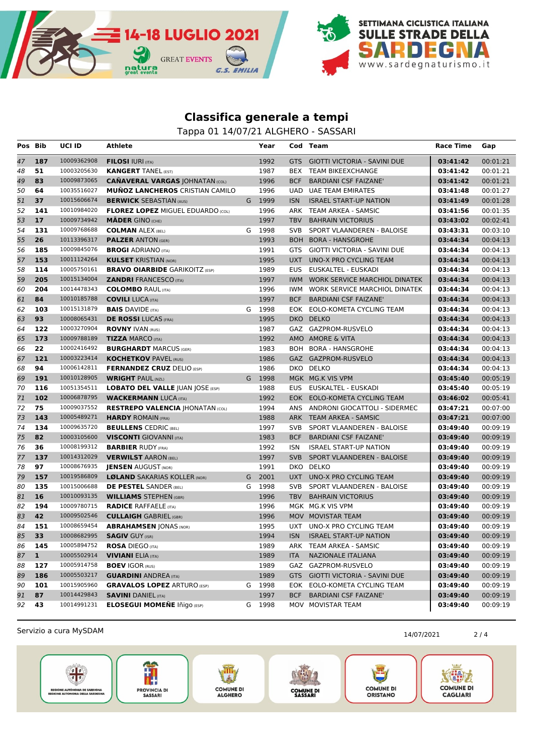## Classifica generale a tempi

Tappa 01 14/07/21 ALGHERO - SASSARI

| Pos | Bib | UCI ID | Athlete | | Year | Cod | Team | Race Time | Gap |
|---|---|---|---|---|---|---|---|---|---|
| 47 | 187 | 10009362908 | **FILOSI** IURI (ITA) | | 1992 | GTS | GIOTTI VICTORIA - SAVINI DUE | **03:41:42** | 00:01:21 |
| 48 | 51 | 10003205630 | **KANGERT** TANEL (EST) | | 1987 | BEX | TEAM BIKEEXCHANGE | **03:41:42** | 00:01:21 |
| 49 | 83 | 10009873065 | **CAÑAVERAL VARGAS** JOHNATAN (COL) | | 1996 | BCF | BARDIANI CSF FAIZANE' | **03:41:42** | 00:01:21 |
| 50 | 64 | 10035516027 | **MUÑOZ LANCHEROS** CRISTIAN CAMILO | | 1996 | UAD | UAE TEAM EMIRATES | **03:41:48** | 00:01:27 |
| 51 | 37 | 10015606674 | **BERWICK** SEBASTIAN (AUS) | G | 1999 | ISN | ISRAEL START-UP NATION | **03:41:49** | 00:01:28 |
| 52 | 141 | 10010984020 | **FLOREZ LOPEZ** MIGUEL EDUARDO (COL) | | 1996 | ARK | TEAM ARKEA - SAMSIC | **03:41:56** | 00:01:35 |
| 53 | 17 | 10009734942 | **MÄDER** GINO (CHE) | | 1997 | TBV | BAHRAIN VICTORIUS | **03:43:02** | 00:02:41 |
| 54 | 131 | 10009768688 | **COLMAN** ALEX (BEL) | G | 1998 | SVB | SPORT VLAANDEREN - BALOISE | **03:43:31** | 00:03:10 |
| 55 | 26 | 10113396317 | **PALZER** ANTON (GER) | | 1993 | BOH | BORA - HANSGROHE | **03:44:34** | 00:04:13 |
| 56 | 185 | 10009845076 | **BROGI** ADRIANO (ITA) | | 1991 | GTS | GIOTTI VICTORIA - SAVINI DUE | **03:44:34** | 00:04:13 |
| 57 | 153 | 10011124264 | **KULSET** KRISTIAN (NOR) | | 1995 | UXT | UNO-X PRO CYCLING TEAM | **03:44:34** | 00:04:13 |
| 58 | 114 | 10005750161 | **BRAVO OIARBIDE** GARIKOITZ (ESP) | | 1989 | EUS | EUSKALTEL - EUSKADI | **03:44:34** | 00:04:13 |
| 59 | 205 | 10015134004 | **ZANDRI** FRANCESCO (ITA) | | 1997 | IWM | WORK SERVICE MARCHIOL DINATEK | **03:44:34** | 00:04:13 |
| 60 | 204 | 10014478343 | **COLOMBO** RAUL (ITA) | | 1996 | IWM | WORK SERVICE MARCHIOL DINATEK | **03:44:34** | 00:04:13 |
| 61 | 84 | 10010185788 | **COVILI** LUCA (ITA) | | 1997 | BCF | BARDIANI CSF FAIZANE' | **03:44:34** | 00:04:13 |
| 62 | 103 | 10015131879 | **BAIS** DAVIDE (ITA) | G | 1998 | EOK | EOLO-KOMETA CYCLING TEAM | **03:44:34** | 00:04:13 |
| 63 | 93 | 10008065431 | **DE ROSSI** LUCAS (FRA) | | 1995 | DKO | DELKO | **03:44:34** | 00:04:13 |
| 64 | 122 | 10003270904 | **ROVNY** IVAN (RUS) | | 1987 | GAZ | GAZPROM-RUSVELO | **03:44:34** | 00:04:13 |
| 65 | 173 | 10009788189 | **TIZZA** MARCO (ITA) | | 1992 | AMO | AMORE & VITA | **03:44:34** | 00:04:13 |
| 66 | 22 | 10002416492 | **BURGHARDT** MARCUS (GER) | | 1983 | BOH | BORA - HANSGROHE | **03:44:34** | 00:04:13 |
| 67 | 121 | 10003223414 | **KOCHETKOV** PAVEL (RUS) | | 1986 | GAZ | GAZPROM-RUSVELO | **03:44:34** | 00:04:13 |
| 68 | 94 | 10006142811 | **FERNANDEZ CRUZ** DELIO (ESP) | | 1986 | DKO | DELKO | **03:44:34** | 00:04:13 |
| 69 | 191 | 10010128905 | **WRIGHT** PAUL (NZL) | G | 1998 | MGK | MG.K VIS VPM | **03:45:40** | 00:05:19 |
| 70 | 116 | 10051354511 | **LOBATO DEL VALLE** JUAN JOSE (ESP) | | 1988 | EUS | EUSKALTEL - EUSKADI | **03:45:40** | 00:05:19 |
| 71 | 102 | 10006878795 | **WACKERMANN** LUCA (ITA) | | 1992 | EOK | EOLO-KOMETA CYCLING TEAM | **03:46:02** | 00:05:41 |
| 72 | 75 | 10009037552 | **RESTREPO VALENCIA** JHONATAN (COL) | | 1994 | ANS | ANDRONI GIOCATTOLI - SIDERMEC | **03:47:21** | 00:07:00 |
| 73 | 143 | 10005489271 | **HARDY** ROMAIN (FRA) | | 1988 | ARK | TEAM ARKEA - SAMSIC | **03:47:21** | 00:07:00 |
| 74 | 134 | 10009635720 | **BEULLENS** CEDRIC (BEL) | | 1997 | SVB | SPORT VLAANDEREN - BALOISE | **03:49:40** | 00:09:19 |
| 75 | 82 | 10003105600 | **VISCONTI** GIOVANNI (ITA) | | 1983 | BCF | BARDIANI CSF FAIZANE' | **03:49:40** | 00:09:19 |
| 76 | 36 | 10008199312 | **BARBIER** RUDY (FRA) | | 1992 | ISN | ISRAEL START-UP NATION | **03:49:40** | 00:09:19 |
| 77 | 137 | 10014312029 | **VERWILST** AARON (BEL) | | 1997 | SVB | SPORT VLAANDEREN - BALOISE | **03:49:40** | 00:09:19 |
| 78 | 97 | 10008676935 | **JENSEN** AUGUST (NOR) | | 1991 | DKO | DELKO | **03:49:40** | 00:09:19 |
| 79 | 157 | 10019586809 | **LØLAND** SAKARIAS KOLLER (NOR) | G | 2001 | UXT | UNO-X PRO CYCLING TEAM | **03:49:40** | 00:09:19 |
| 80 | 135 | 10015006688 | **DE PESTEL** SANDER (BEL) | G | 1998 | SVB | SPORT VLAANDEREN - BALOISE | **03:49:40** | 00:09:19 |
| 81 | 16 | 10010093135 | **WILLIAMS** STEPHEN (GBR) | | 1996 | TBV | BAHRAIN VICTORIUS | **03:49:40** | 00:09:19 |
| 82 | 194 | 10009780715 | **RADICE** RAFFAELE (ITA) | | 1996 | MGK | MG.K VIS VPM | **03:49:40** | 00:09:19 |
| 83 | 42 | 10009502546 | **CULLAIGH** GABRIEL (GBR) | | 1996 | MOV | MOVISTAR TEAM | **03:49:40** | 00:09:19 |
| 84 | 151 | 10008659454 | **ABRAHAMSEN** JONAS (NOR) | | 1995 | UXT | UNO-X PRO CYCLING TEAM | **03:49:40** | 00:09:19 |
| 85 | 33 | 10008682995 | **SAGIV** GUY (ISR) | | 1994 | ISN | ISRAEL START-UP NATION | **03:49:40** | 00:09:19 |
| 86 | 145 | 10005894752 | **ROSA** DIEGO (ITA) | | 1989 | ARK | TEAM ARKEA - SAMSIC | **03:49:40** | 00:09:19 |
| 87 | 1 | 10005502914 | **VIVIANI** ELIA (ITA) | | 1989 | ITA | NAZIONALE ITALIANA | **03:49:40** | 00:09:19 |
| 88 | 127 | 10005914758 | **BOEV** IGOR (RUS) | | 1989 | GAZ | GAZPROM-RUSVELO | **03:49:40** | 00:09:19 |
| 89 | 186 | 10005503217 | **GUARDINI** ANDREA (ITA) | | 1989 | GTS | GIOTTI VICTORIA - SAVINI DUE | **03:49:40** | 00:09:19 |
| 90 | 101 | 10015905960 | **GRAVALOS LOPEZ** ARTURO (ESP) | G | 1998 | EOK | EOLO-KOMETA CYCLING TEAM | **03:49:40** | 00:09:19 |
| 91 | 87 | 10014429843 | **SAVINI** DANIEL (ITA) | | 1997 | BCF | BARDIANI CSF FAIZANE' | **03:49:40** | 00:09:19 |
| 92 | 43 | 10014991231 | **ELOSEGUI MOMEÑE** Iñigo (ESP) | G | 1998 | MOV | MOVISTAR TEAM | **03:49:40** | 00:09:19 |

Servizio a cura MySDAM

14/07/2021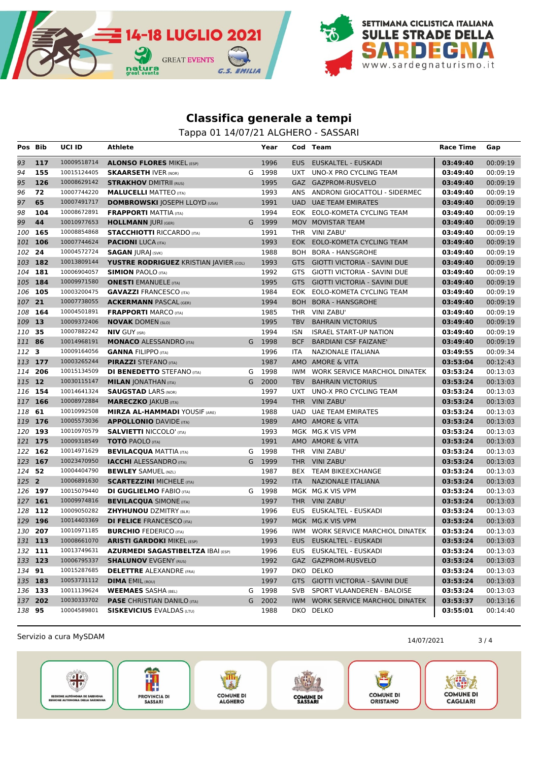## Classifica generale a tempi

Tappa 01 14/07/21 ALGHERO - SASSARI

| Pos | Bib | UCI ID | Athlete | | Year | Cod | Team | Race Time | Gap |
|---|---|---|---|---|---|---|---|---|---|
| 93 | 117 | 10009518714 | **ALONSO FLORES** MIKEL (ESP) | | 1996 | EUS | EUSKALTEL - EUSKADI | **03:49:40** | 00:09:19 |
| 94 | 155 | 10015124405 | **SKAARSETH** IVER (NOR) | G | 1998 | UXT | UNO-X PRO CYCLING TEAM | **03:49:40** | 00:09:19 |
| 95 | 126 | 10008629142 | **STRAKHOV** DMITRII (RUS) | | 1995 | GAZ | GAZPROM-RUSVELO | **03:49:40** | 00:09:19 |
| 96 | 72 | 10007744220 | **MALUCELLI** MATTEO (ITA) | | 1993 | ANS | ANDRONI GIOCATTOLI - SIDERMEC | **03:49:40** | 00:09:19 |
| 97 | 65 | 10007491717 | **DOMBROWSKI** JOSEPH LLOYD (USA) | | 1991 | UAD | UAE TEAM EMIRATES | **03:49:40** | 00:09:19 |
| 98 | 104 | 10008672891 | **FRAPPORTI** MATTIA (ITA) | | 1994 | EOK | EOLO-KOMETA CYCLING TEAM | **03:49:40** | 00:09:19 |
| 99 | 44 | 10010977653 | **HOLLMANN** JURI (GER) | G | 1999 | MOV | MOVISTAR TEAM | **03:49:40** | 00:09:19 |
| 100 | 165 | 10008854868 | **STACCHIOTTI** RICCARDO (ITA) | | 1991 | THR | VINI ZABU' | **03:49:40** | 00:09:19 |
| 101 | 106 | 10007744624 | **PACIONI** LUCA (ITA) | | 1993 | EOK | EOLO-KOMETA CYCLING TEAM | **03:49:40** | 00:09:19 |
| 102 | 24 | 10004572724 | **SAGAN** JURAJ (SVK) | | 1988 | BOH | BORA - HANSGROHE | **03:49:40** | 00:09:19 |
| 103 | 182 | 10013809144 | **YUSTRE RODRIGUEZ** KRISTIAN JAVIER (COL) | | 1993 | GTS | GIOTTI VICTORIA - SAVINI DUE | **03:49:40** | 00:09:19 |
| 104 | 181 | 10006904057 | **SIMION** PAOLO (ITA) | | 1992 | GTS | GIOTTI VICTORIA - SAVINI DUE | **03:49:40** | 00:09:19 |
| 105 | 184 | 10009971580 | **ONESTI** EMANUELE (ITA) | | 1995 | GTS | GIOTTI VICTORIA - SAVINI DUE | **03:49:40** | 00:09:19 |
| 106 | 105 | 10003200475 | **GAVAZZI** FRANCESCO (ITA) | | 1984 | EOK | EOLO-KOMETA CYCLING TEAM | **03:49:40** | 00:09:19 |
| 107 | 21 | 10007738055 | **ACKERMANN** PASCAL (GER) | | 1994 | BOH | BORA - HANSGROHE | **03:49:40** | 00:09:19 |
| 108 | 164 | 10004501891 | **FRAPPORTI** MARCO (ITA) | | 1985 | THR | VINI ZABU' | **03:49:40** | 00:09:19 |
| 109 | 13 | 10009372406 | **NOVAK** DOMEN (SLO) | | 1995 | TBV | BAHRAIN VICTORIUS | **03:49:40** | 00:09:19 |
| 110 | 35 | 10007882242 | **NIV** GUY (ISR) | | 1994 | ISN | ISRAEL START-UP NATION | **03:49:40** | 00:09:19 |
| 111 | 86 | 10014968191 | **MONACO** ALESSANDRO (ITA) | G | 1998 | BCF | BARDIANI CSF FAIZANE' | **03:49:40** | 00:09:19 |
| 112 | 3 | 10009164056 | **GANNA** FILIPPO (ITA) | | 1996 | ITA | NAZIONALE ITALIANA | **03:49:55** | 00:09:34 |
| 113 | 177 | 10003265244 | **PIRAZZI** STEFANO (ITA) | | 1987 | AMO | AMORE & VITA | **03:53:04** | 00:12:43 |
| 114 | 206 | 10015134509 | **DI BENEDETTO** STEFANO (ITA) | G | 1998 | IWM | WORK SERVICE MARCHIOL DINATEK | **03:53:24** | 00:13:03 |
| 115 | 12 | 10030115147 | **MILAN** JONATHAN (ITA) | G | 2000 | TBV | BAHRAIN VICTORIUS | **03:53:24** | 00:13:03 |
| 116 | 154 | 10014641324 | **SAUGSTAD** LARS (NOR) | | 1997 | UXT | UNO-X PRO CYCLING TEAM | **03:53:24** | 00:13:03 |
| 117 | 166 | 10008972884 | **MARECZKO** JAKUB (ITA) | | 1994 | THR | VINI ZABU' | **03:53:24** | 00:13:03 |
| 118 | 61 | 10010992508 | **MIRZA AL-HAMMADI** YOUSIF (ARE) | | 1988 | UAD | UAE TEAM EMIRATES | **03:53:24** | 00:13:03 |
| 119 | 176 | 10005573036 | **APPOLLONIO** DAVIDE (ITA) | | 1989 | AMO | AMORE & VITA | **03:53:24** | 00:13:03 |
| 120 | 193 | 10010970579 | **SALVIETTI** NICCOLO' (ITA) | | 1993 | MGK | MG.K VIS VPM | **03:53:24** | 00:13:03 |
| 121 | 175 | 10009318549 | **TOTÒ** PAOLO (ITA) | | 1991 | AMO | AMORE & VITA | **03:53:24** | 00:13:03 |
| 122 | 162 | 10014971629 | **BEVILACQUA** MATTIA (ITA) | G | 1998 | THR | VINI ZABU' | **03:53:24** | 00:13:03 |
| 123 | 167 | 10023470950 | **IACCHI** ALESSANDRO (ITA) | G | 1999 | THR | VINI ZABU' | **03:53:24** | 00:13:03 |
| 124 | 52 | 10004404790 | **BEWLEY** SAMUEL (NZL) | | 1987 | BEX | TEAM BIKEEXCHANGE | **03:53:24** | 00:13:03 |
| 125 | 2 | 10006891630 | **SCARTEZZINI** MICHELE (ITA) | | 1992 | ITA | NAZIONALE ITALIANA | **03:53:24** | 00:13:03 |
| 126 | 197 | 10015079440 | **DI GUGLIELMO** FABIO (ITA) | G | 1998 | MGK | MG.K VIS VPM | **03:53:24** | 00:13:03 |
| 127 | 161 | 10009974816 | **BEVILACQUA** SIMONE (ITA) | | 1997 | THR | VINI ZABU' | **03:53:24** | 00:13:03 |
| 128 | 112 | 10009050282 | **ZHYHUNOU** DZMITRY (BLR) | | 1996 | EUS | EUSKALTEL - EUSKADI | **03:53:24** | 00:13:03 |
| 129 | 196 | 10014403369 | **DI FELICE** FRANCESCO (ITA) | | 1997 | MGK | MG.K VIS VPM | **03:53:24** | 00:13:03 |
| 130 | 207 | 10010971185 | **BURCHIO** FEDERICO (ITA) | | 1996 | IWM | WORK SERVICE MARCHIOL DINATEK | **03:53:24** | 00:13:03 |
| 131 | 113 | 10008661070 | **ARISTI GARDOKI** MIKEL (ESP) | | 1993 | EUS | EUSKALTEL - EUSKADI | **03:53:24** | 00:13:03 |
| 132 | 111 | 10013749631 | **AZURMEDI SAGASTIBELTZA** IBAI (ESP) | | 1996 | EUS | EUSKALTEL - EUSKADI | **03:53:24** | 00:13:03 |
| 133 | 123 | 10006795337 | **SHALUNOV** EVGENY (RUS) | | 1992 | GAZ | GAZPROM-RUSVELO | **03:53:24** | 00:13:03 |
| 134 | 91 | 10015287685 | **DELETTRE** ALEXANDRE (FRA) | | 1997 | DKO | DELKO | **03:53:24** | 00:13:03 |
| 135 | 183 | 10053731112 | **DIMA** EMIL (ROU) | | 1997 | GTS | GIOTTI VICTORIA - SAVINI DUE | **03:53:24** | 00:13:03 |
| 136 | 133 | 10011139624 | **WEEMAES** SASHA (BEL) | G | 1998 | SVB | SPORT VLAANDEREN - BALOISE | **03:53:24** | 00:13:03 |
| 137 | 202 | 10030333702 | **PASE** CHRISTIAN DANILO (ITA) | G | 2002 | IWM | WORK SERVICE MARCHIOL DINATEK | **03:53:37** | 00:13:16 |
| 138 | 95 | 10004589801 | **SISKEVICIUS** EVALDAS (LTU) | | 1988 | DKO | DELKO | **03:55:01** | 00:14:40 |

Servizio a cura MySDAM

14/07/2021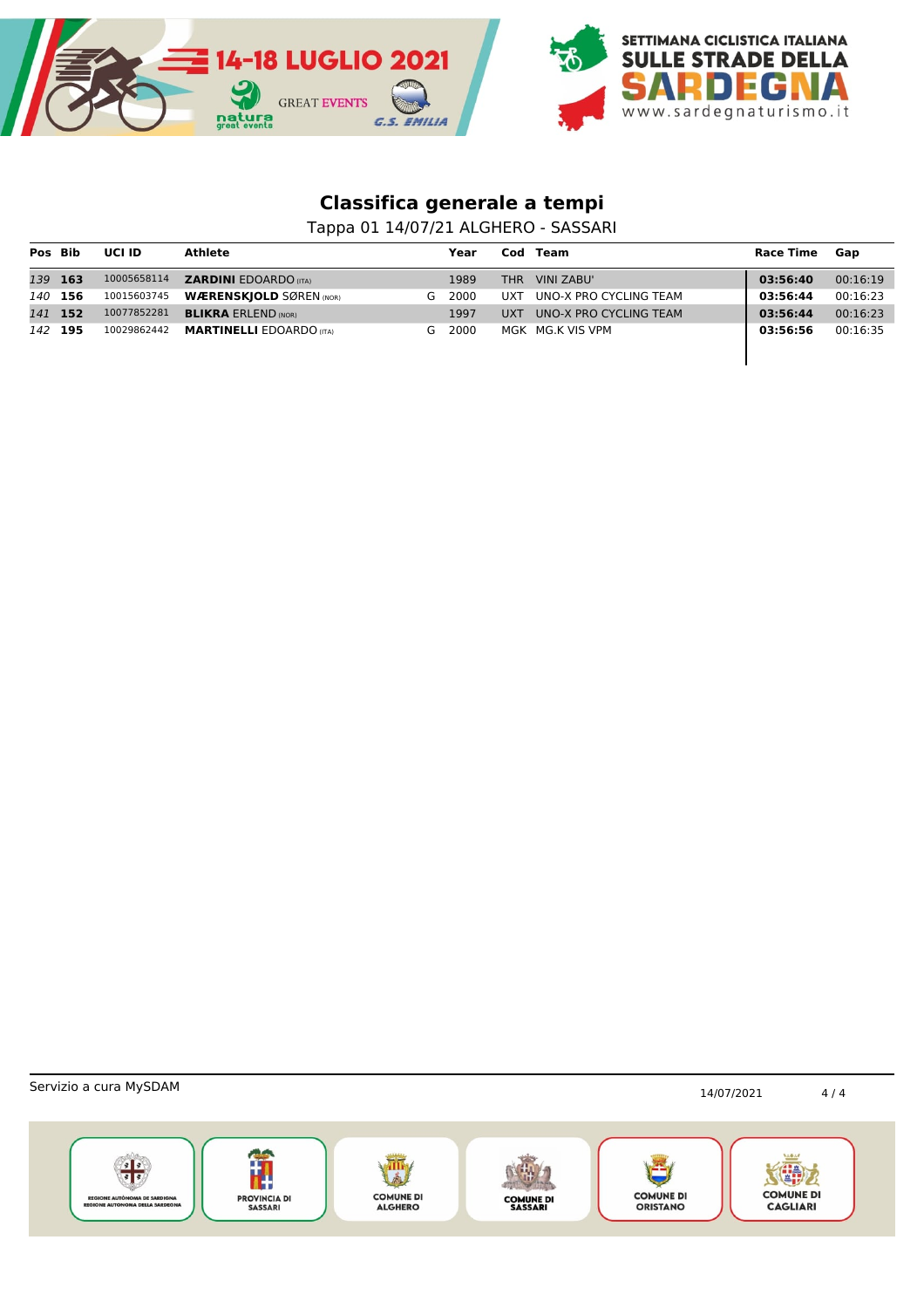## Classifica generale a tempi

Tappa 01 14/07/21 ALGHERO - SASSARI

| Pos | Bib | UCI ID | Athlete | | Year | Cod | Team | Race Time | Gap |
|---|---|---|---|---|---|---|---|---|---|
| 139 | 163 | 10005658114 | **ZARDINI** EDOARDO (ITA) | | 1989 | THR | VINI ZABU' | **03:56:40** | 00:16:19 |
| 140 | 156 | 10015603745 | **WÆRENSKJOLD** SØREN (NOR) | G | 2000 | UXT | UNO-X PRO CYCLING TEAM | **03:56:44** | 00:16:23 |
| 141 | 152 | 10077852281 | **BLIKRA** ERLEND (NOR) | | 1997 | UXT | UNO-X PRO CYCLING TEAM | **03:56:44** | 00:16:23 |
| 142 | 195 | 10029862442 | **MARTINELLI** EDOARDO (ITA) | G | 2000 | MGK | MG.K VIS VPM | **03:56:56** | 00:16:35 |

Servizio a cura MySDAM

14/07/2021